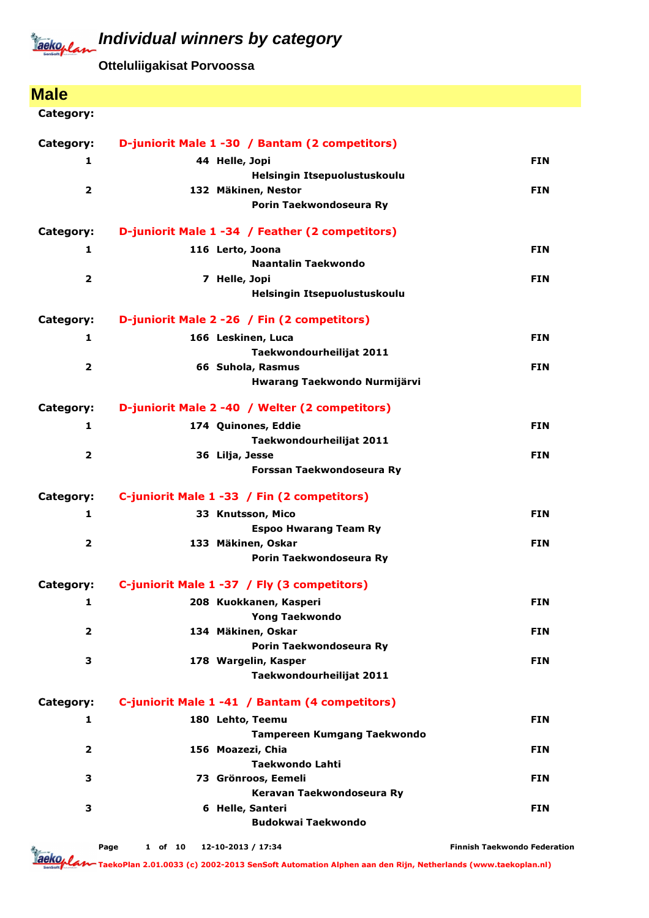# Individual winners by category

**Otteluliigakisat Porvoossa**

## Male

**Category:**

**Category:** D-juniorit Male 1 -30 / Bantam (2 competitors)

| Place | No. | Name / Club | Country |
|---|---|---|---|
| 1 | 44 | Helle, Jopi<br>Helsingin Itsepuolustuskoulu | FIN |
| 2 | 132 | Mäkinen, Nestor<br>Porin Taekwondoseura Ry | FIN |

**Category:** D-juniorit Male 1 -34 / Feather (2 competitors)

| Place | No. | Name / Club | Country |
|---|---|---|---|
| 1 | 116 | Lerto, Joona<br>Naantalin Taekwondo | FIN |
| 2 | 7 | Helle, Jopi<br>Helsingin Itsepuolustuskoulu | FIN |

**Category:** D-juniorit Male 2 -26 / Fin (2 competitors)

| Place | No. | Name / Club | Country |
|---|---|---|---|
| 1 | 166 | Leskinen, Luca<br>Taekwondourheilijat 2011 | FIN |
| 2 | 66 | Suhola, Rasmus<br>Hwarang Taekwondo Nurmijärvi | FIN |

**Category:** D-juniorit Male 2 -40 / Welter (2 competitors)

| Place | No. | Name / Club | Country |
|---|---|---|---|
| 1 | 174 | Quinones, Eddie<br>Taekwondourheilijat 2011 | FIN |
| 2 | 36 | Lilja, Jesse<br>Forssan Taekwondoseura Ry | FIN |

**Category:** C-juniorit Male 1 -33 / Fin (2 competitors)

| Place | No. | Name / Club | Country |
|---|---|---|---|
| 1 | 33 | Knutsson, Mico<br>Espoo Hwarang Team Ry | FIN |
| 2 | 133 | Mäkinen, Oskar<br>Porin Taekwondoseura Ry | FIN |

**Category:** C-juniorit Male 1 -37 / Fly (3 competitors)

| Place | No. | Name / Club | Country |
|---|---|---|---|
| 1 | 208 | Kuokkanen, Kasperi<br>Yong Taekwondo | FIN |
| 2 | 134 | Mäkinen, Oskar<br>Porin Taekwondoseura Ry | FIN |
| 3 | 178 | Wargelin, Kasper<br>Taekwondourheilijat 2011 | FIN |

**Category:** C-juniorit Male 1 -41 / Bantam (4 competitors)

| Place | No. | Name / Club | Country |
|---|---|---|---|
| 1 | 180 | Lehto, Teemu<br>Tampereen Kumgang Taekwondo | FIN |
| 2 | 156 | Moazezi, Chia<br>Taekwondo Lahti | FIN |
| 3 | 73 | Grönroos, Eemeli<br>Keravan Taekwondoseura Ry | FIN |
| 3 | 6 | Helle, Santeri<br>Budokwai Taekwondo | FIN |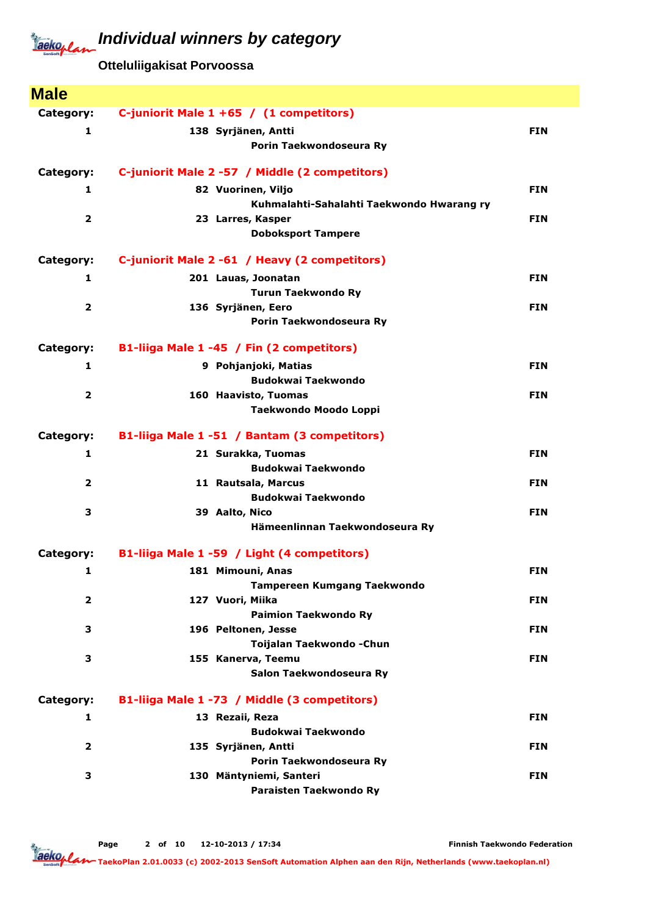# Individual winners by category

**Otteluliigakisat Porvoossa**

## Male

**Category: C-juniorit Male 1 +65 / (1 competitors)**

| Place | No. | Name / Club | Country |
|---|---|---|---|
| 1 | 138 | Syrjänen, Antti<br>Porin Taekwondoseura Ry | FIN |

**Category: C-juniorit Male 2 -57 / Middle (2 competitors)**

| Place | No. | Name / Club | Country |
|---|---|---|---|
| 1 | 82 | Vuorinen, Viljo<br>Kuhmalahti-Sahalahti Taekwondo Hwarang ry | FIN |
| 2 | 23 | Larres, Kasper<br>Doboksport Tampere | FIN |

**Category: C-juniorit Male 2 -61 / Heavy (2 competitors)**

| Place | No. | Name / Club | Country |
|---|---|---|---|
| 1 | 201 | Lauas, Joonatan<br>Turun Taekwondo Ry | FIN |
| 2 | 136 | Syrjänen, Eero<br>Porin Taekwondoseura Ry | FIN |

**Category: B1-liiga Male 1 -45 / Fin (2 competitors)**

| Place | No. | Name / Club | Country |
|---|---|---|---|
| 1 | 9 | Pohjanjoki, Matias<br>Budokwai Taekwondo | FIN |
| 2 | 160 | Haavisto, Tuomas<br>Taekwondo Moodo Loppi | FIN |

**Category: B1-liiga Male 1 -51 / Bantam (3 competitors)**

| Place | No. | Name / Club | Country |
|---|---|---|---|
| 1 | 21 | Surakka, Tuomas<br>Budokwai Taekwondo | FIN |
| 2 | 11 | Rautsala, Marcus<br>Budokwai Taekwondo | FIN |
| 3 | 39 | Aalto, Nico<br>Hämeenlinnan Taekwondoseura Ry | FIN |

**Category: B1-liiga Male 1 -59 / Light (4 competitors)**

| Place | No. | Name / Club | Country |
|---|---|---|---|
| 1 | 181 | Mimouni, Anas<br>Tampereen Kumgang Taekwondo | FIN |
| 2 | 127 | Vuori, Miika<br>Paimion Taekwondo Ry | FIN |
| 3 | 196 | Peltonen, Jesse<br>Toijalan Taekwondo -Chun | FIN |
| 3 | 155 | Kanerva, Teemu<br>Salon Taekwondoseura Ry | FIN |

**Category: B1-liiga Male 1 -73 / Middle (3 competitors)**

| Place | No. | Name / Club | Country |
|---|---|---|---|
| 1 | 13 | Rezaii, Reza<br>Budokwai Taekwondo | FIN |
| 2 | 135 | Syrjänen, Antti<br>Porin Taekwondoseura Ry | FIN |
| 3 | 130 | Mäntyniemi, Santeri<br>Paraisten Taekwondo Ry | FIN |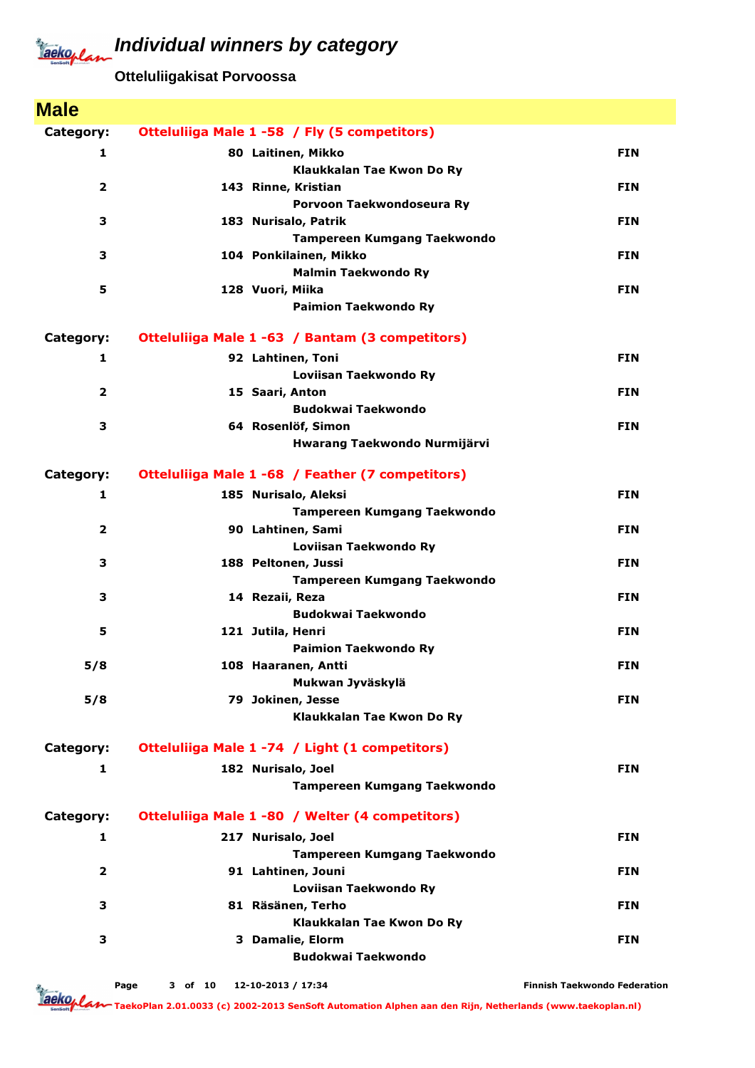# Individual winners by category

**Otteluliigakisat Porvoossa**

## Male

### Category: Otteluliiga Male 1 -58 / Fly (5 competitors)

| Place | No. | Name / Club | Country |
|---|---|---|---|
| 1 | 80 | Laitinen, Mikko<br>Klaukkalan Tae Kwon Do Ry | FIN |
| 2 | 143 | Rinne, Kristian<br>Porvoon Taekwondoseura Ry | FIN |
| 3 | 183 | Nurisalo, Patrik<br>Tampereen Kumgang Taekwondo | FIN |
| 3 | 104 | Ponkilainen, Mikko<br>Malmin Taekwondo Ry | FIN |
| 5 | 128 | Vuori, Miika<br>Paimion Taekwondo Ry | FIN |

### Category: Otteluliiga Male 1 -63 / Bantam (3 competitors)

| Place | No. | Name / Club | Country |
|---|---|---|---|
| 1 | 92 | Lahtinen, Toni<br>Loviisan Taekwondo Ry | FIN |
| 2 | 15 | Saari, Anton<br>Budokwai Taekwondo | FIN |
| 3 | 64 | Rosenlöf, Simon<br>Hwarang Taekwondo Nurmijärvi | FIN |

### Category: Otteluliiga Male 1 -68 / Feather (7 competitors)

| Place | No. | Name / Club | Country |
|---|---|---|---|
| 1 | 185 | Nurisalo, Aleksi<br>Tampereen Kumgang Taekwondo | FIN |
| 2 | 90 | Lahtinen, Sami<br>Loviisan Taekwondo Ry | FIN |
| 3 | 188 | Peltonen, Jussi<br>Tampereen Kumgang Taekwondo | FIN |
| 3 | 14 | Rezaii, Reza<br>Budokwai Taekwondo | FIN |
| 5 | 121 | Jutila, Henri<br>Paimion Taekwondo Ry | FIN |
| 5/8 | 108 | Haaranen, Antti<br>Mukwan Jyväskylä | FIN |
| 5/8 | 79 | Jokinen, Jesse<br>Klaukkalan Tae Kwon Do Ry | FIN |

### Category: Otteluliiga Male 1 -74 / Light (1 competitors)

| Place | No. | Name / Club | Country |
|---|---|---|---|
| 1 | 182 | Nurisalo, Joel<br>Tampereen Kumgang Taekwondo | FIN |

### Category: Otteluliiga Male 1 -80 / Welter (4 competitors)

| Place | No. | Name / Club | Country |
|---|---|---|---|
| 1 | 217 | Nurisalo, Joel<br>Tampereen Kumgang Taekwondo | FIN |
| 2 | 91 | Lahtinen, Jouni<br>Loviisan Taekwondo Ry | FIN |
| 3 | 81 | Räsänen, Terho<br>Klaukkalan Tae Kwon Do Ry | FIN |
| 3 | 3 | Damalie, Elorm<br>Budokwai Taekwondo | FIN |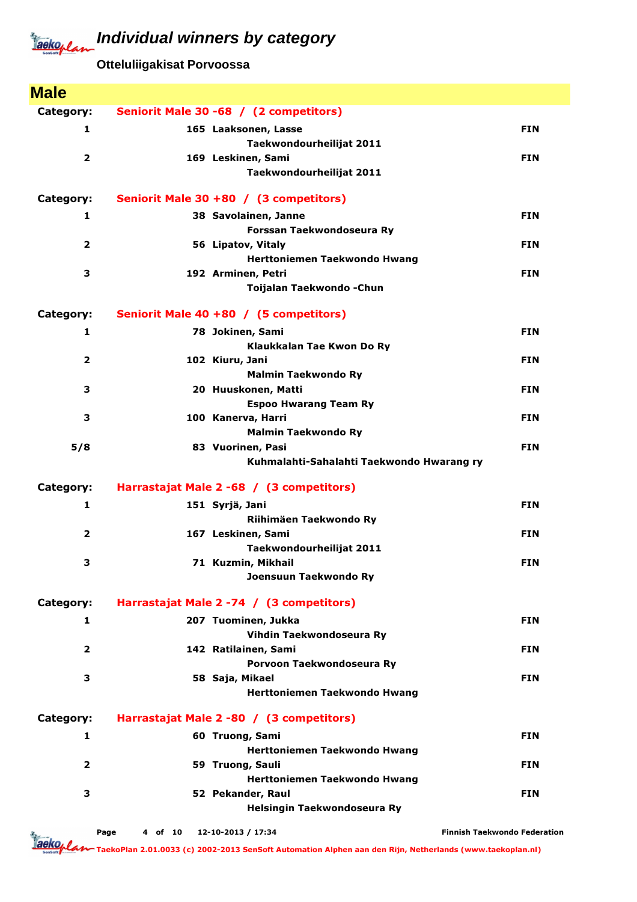# Individual winners by category

**Otteluliigakisat Porvoossa**

## Male

**Category: Seniorit Male 30 -68 / (2 competitors)**

| Place | No. | Name / Club | Country |
|---|---|---|---|
| 1 | 165 | Laaksonen, Lasse<br>Taekwondourheilijat 2011 | FIN |
| 2 | 169 | Leskinen, Sami<br>Taekwondourheilijat 2011 | FIN |

**Category: Seniorit Male 30 +80 / (3 competitors)**

| Place | No. | Name / Club | Country |
|---|---|---|---|
| 1 | 38 | Savolainen, Janne<br>Forssan Taekwondoseura Ry | FIN |
| 2 | 56 | Lipatov, Vitaly<br>Herttoniemen Taekwondo Hwang | FIN |
| 3 | 192 | Arminen, Petri<br>Toijalan Taekwondo -Chun | FIN |

**Category: Seniorit Male 40 +80 / (5 competitors)**

| Place | No. | Name / Club | Country |
|---|---|---|---|
| 1 | 78 | Jokinen, Sami<br>Klaukkalan Tae Kwon Do Ry | FIN |
| 2 | 102 | Kiuru, Jani<br>Malmin Taekwondo Ry | FIN |
| 3 | 20 | Huuskonen, Matti<br>Espoo Hwarang Team Ry | FIN |
| 3 | 100 | Kanerva, Harri<br>Malmin Taekwondo Ry | FIN |
| 5/8 | 83 | Vuorinen, Pasi<br>Kuhmalahti-Sahalahti Taekwondo Hwarang ry | FIN |

**Category: Harrastajat Male 2 -68 / (3 competitors)**

| Place | No. | Name / Club | Country |
|---|---|---|---|
| 1 | 151 | Syrjä, Jani<br>Riihimäen Taekwondo Ry | FIN |
| 2 | 167 | Leskinen, Sami<br>Taekwondourheilijat 2011 | FIN |
| 3 | 71 | Kuzmin, Mikhail<br>Joensuun Taekwondo Ry | FIN |

**Category: Harrastajat Male 2 -74 / (3 competitors)**

| Place | No. | Name / Club | Country |
|---|---|---|---|
| 1 | 207 | Tuominen, Jukka<br>Vihdin Taekwondoseura Ry | FIN |
| 2 | 142 | Ratilainen, Sami<br>Porvoon Taekwondoseura Ry | FIN |
| 3 | 58 | Saja, Mikael<br>Herttoniemen Taekwondo Hwang | FIN |

**Category: Harrastajat Male 2 -80 / (3 competitors)**

| Place | No. | Name / Club | Country |
|---|---|---|---|
| 1 | 60 | Truong, Sami<br>Herttoniemen Taekwondo Hwang | FIN |
| 2 | 59 | Truong, Sauli<br>Herttoniemen Taekwondo Hwang | FIN |
| 3 | 52 | Pekander, Raul<br>Helsingin Taekwondoseura Ry | FIN |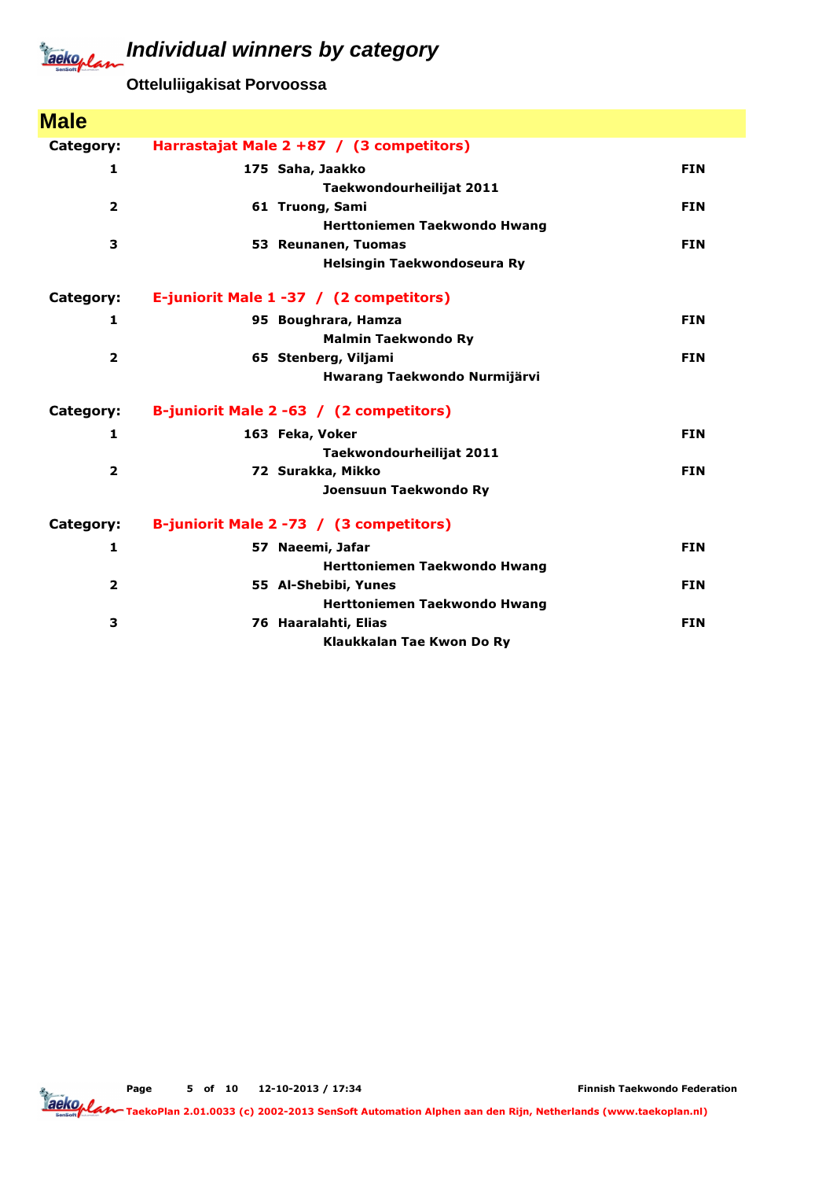# Individual winners by category

**Otteluliigakisat Porvoossa**

## Male

**Category: Harrastajat Male 2 +87 / (3 competitors)**

| Place | No. | Name / Club | Country |
|---|---|---|---|
| 1 | 175 | Saha, Jaakko<br>Taekwondourheilijat 2011 | FIN |
| 2 | 61 | Truong, Sami<br>Herttoniemen Taekwondo Hwang | FIN |
| 3 | 53 | Reunanen, Tuomas<br>Helsingin Taekwondoseura Ry | FIN |

**Category: E-juniorit Male 1 -37 / (2 competitors)**

| Place | No. | Name / Club | Country |
|---|---|---|---|
| 1 | 95 | Boughrara, Hamza<br>Malmin Taekwondo Ry | FIN |
| 2 | 65 | Stenberg, Viljami<br>Hwarang Taekwondo Nurmijärvi | FIN |

**Category: B-juniorit Male 2 -63 / (2 competitors)**

| Place | No. | Name / Club | Country |
|---|---|---|---|
| 1 | 163 | Feka, Voker<br>Taekwondourheilijat 2011 | FIN |
| 2 | 72 | Surakka, Mikko<br>Joensuun Taekwondo Ry | FIN |

**Category: B-juniorit Male 2 -73 / (3 competitors)**

| Place | No. | Name / Club | Country |
|---|---|---|---|
| 1 | 57 | Naeemi, Jafar<br>Herttoniemen Taekwondo Hwang | FIN |
| 2 | 55 | Al-Shebibi, Yunes<br>Herttoniemen Taekwondo Hwang | FIN |
| 3 | 76 | Haaralahti, Elias<br>Klaukkalan Tae Kwon Do Ry | FIN |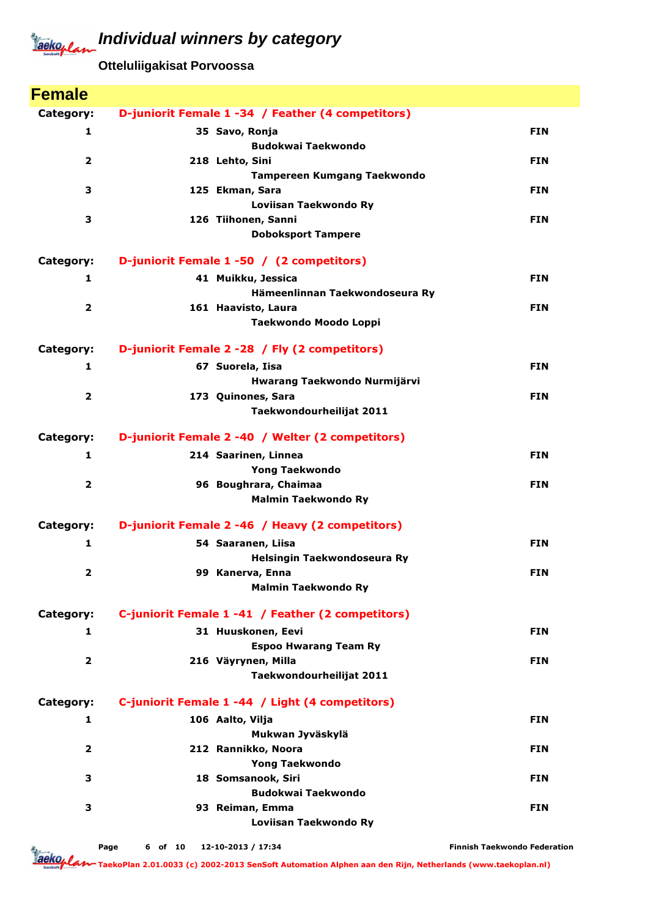# Individual winners by category

**Otteluliigakisat Porvoossa**

## Female

**Category: D-juniorit Female 1 -34 / Feather (4 competitors)**

| Place | No. | Name / Club | Country |
|---|---|---|---|
| 1 | 35 | Savo, Ronja<br>Budokwai Taekwondo | FIN |
| 2 | 218 | Lehto, Sini<br>Tampereen Kumgang Taekwondo | FIN |
| 3 | 125 | Ekman, Sara<br>Loviisan Taekwondo Ry | FIN |
| 3 | 126 | Tiihonen, Sanni<br>Doboksport Tampere | FIN |

**Category: D-juniorit Female 1 -50 / (2 competitors)**

| Place | No. | Name / Club | Country |
|---|---|---|---|
| 1 | 41 | Muikku, Jessica<br>Hämeenlinnan Taekwondoseura Ry | FIN |
| 2 | 161 | Haavisto, Laura<br>Taekwondo Moodo Loppi | FIN |

**Category: D-juniorit Female 2 -28 / Fly (2 competitors)**

| Place | No. | Name / Club | Country |
|---|---|---|---|
| 1 | 67 | Suorela, Iisa<br>Hwarang Taekwondo Nurmijärvi | FIN |
| 2 | 173 | Quinones, Sara<br>Taekwondourheilijat 2011 | FIN |

**Category: D-juniorit Female 2 -40 / Welter (2 competitors)**

| Place | No. | Name / Club | Country |
|---|---|---|---|
| 1 | 214 | Saarinen, Linnea<br>Yong Taekwondo | FIN |
| 2 | 96 | Boughrara, Chaimaa<br>Malmin Taekwondo Ry | FIN |

**Category: D-juniorit Female 2 -46 / Heavy (2 competitors)**

| Place | No. | Name / Club | Country |
|---|---|---|---|
| 1 | 54 | Saaranen, Liisa<br>Helsingin Taekwondoseura Ry | FIN |
| 2 | 99 | Kanerva, Enna<br>Malmin Taekwondo Ry | FIN |

**Category: C-juniorit Female 1 -41 / Feather (2 competitors)**

| Place | No. | Name / Club | Country |
|---|---|---|---|
| 1 | 31 | Huuskonen, Eevi<br>Espoo Hwarang Team Ry | FIN |
| 2 | 216 | Väyrynen, Milla<br>Taekwondourheilijat 2011 | FIN |

**Category: C-juniorit Female 1 -44 / Light (4 competitors)**

| Place | No. | Name / Club | Country |
|---|---|---|---|
| 1 | 106 | Aalto, Vilja<br>Mukwan Jyväskylä | FIN |
| 2 | 212 | Rannikko, Noora<br>Yong Taekwondo | FIN |
| 3 | 18 | Somsanook, Siri<br>Budokwai Taekwondo | FIN |
| 3 | 93 | Reiman, Emma<br>Loviisan Taekwondo Ry | FIN |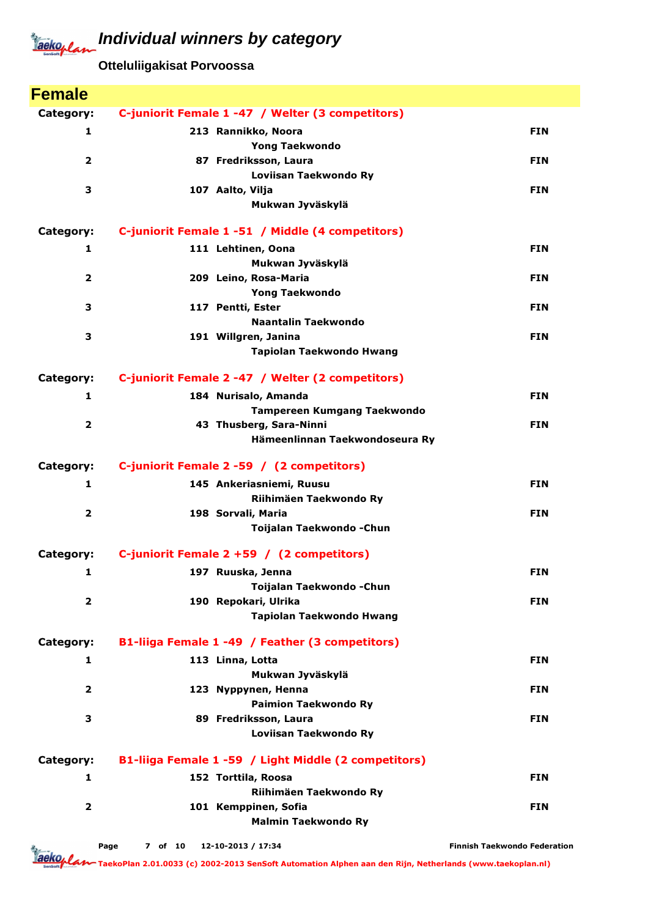# Individual winners by category

**Otteluliigakisat Porvoossa**

## Female

### Category: C-juniorit Female 1 -47 / Welter (3 competitors)

| Place | No. | Name / Club | Country |
|---|---|---|---|
| 1 | 213 | Rannikko, Noora<br>Yong Taekwondo | FIN |
| 2 | 87 | Fredriksson, Laura<br>Loviisan Taekwondo Ry | FIN |
| 3 | 107 | Aalto, Vilja<br>Mukwan Jyväskylä | FIN |

### Category: C-juniorit Female 1 -51 / Middle (4 competitors)

| Place | No. | Name / Club | Country |
|---|---|---|---|
| 1 | 111 | Lehtinen, Oona<br>Mukwan Jyväskylä | FIN |
| 2 | 209 | Leino, Rosa-Maria<br>Yong Taekwondo | FIN |
| 3 | 117 | Pentti, Ester<br>Naantalin Taekwondo | FIN |
| 3 | 191 | Willgren, Janina<br>Tapiolan Taekwondo Hwang | FIN |

### Category: C-juniorit Female 2 -47 / Welter (2 competitors)

| Place | No. | Name / Club | Country |
|---|---|---|---|
| 1 | 184 | Nurisalo, Amanda<br>Tampereen Kumgang Taekwondo | FIN |
| 2 | 43 | Thusberg, Sara-Ninni<br>Hämeenlinnan Taekwondoseura Ry | FIN |

### Category: C-juniorit Female 2 -59 / (2 competitors)

| Place | No. | Name / Club | Country |
|---|---|---|---|
| 1 | 145 | Ankeriasniemi, Ruusu<br>Riihimäen Taekwondo Ry | FIN |
| 2 | 198 | Sorvali, Maria<br>Toijalan Taekwondo -Chun | FIN |

### Category: C-juniorit Female 2 +59 / (2 competitors)

| Place | No. | Name / Club | Country |
|---|---|---|---|
| 1 | 197 | Ruuska, Jenna<br>Toijalan Taekwondo -Chun | FIN |
| 2 | 190 | Repokari, Ulrika<br>Tapiolan Taekwondo Hwang | FIN |

### Category: B1-liiga Female 1 -49 / Feather (3 competitors)

| Place | No. | Name / Club | Country |
|---|---|---|---|
| 1 | 113 | Linna, Lotta<br>Mukwan Jyväskylä | FIN |
| 2 | 123 | Nyppynen, Henna<br>Paimion Taekwondo Ry | FIN |
| 3 | 89 | Fredriksson, Laura<br>Loviisan Taekwondo Ry | FIN |

### Category: B1-liiga Female 1 -59 / Light Middle (2 competitors)

| Place | No. | Name / Club | Country |
|---|---|---|---|
| 1 | 152 | Torttila, Roosa<br>Riihimäen Taekwondo Ry | FIN |
| 2 | 101 | Kemppinen, Sofia<br>Malmin Taekwondo Ry | FIN |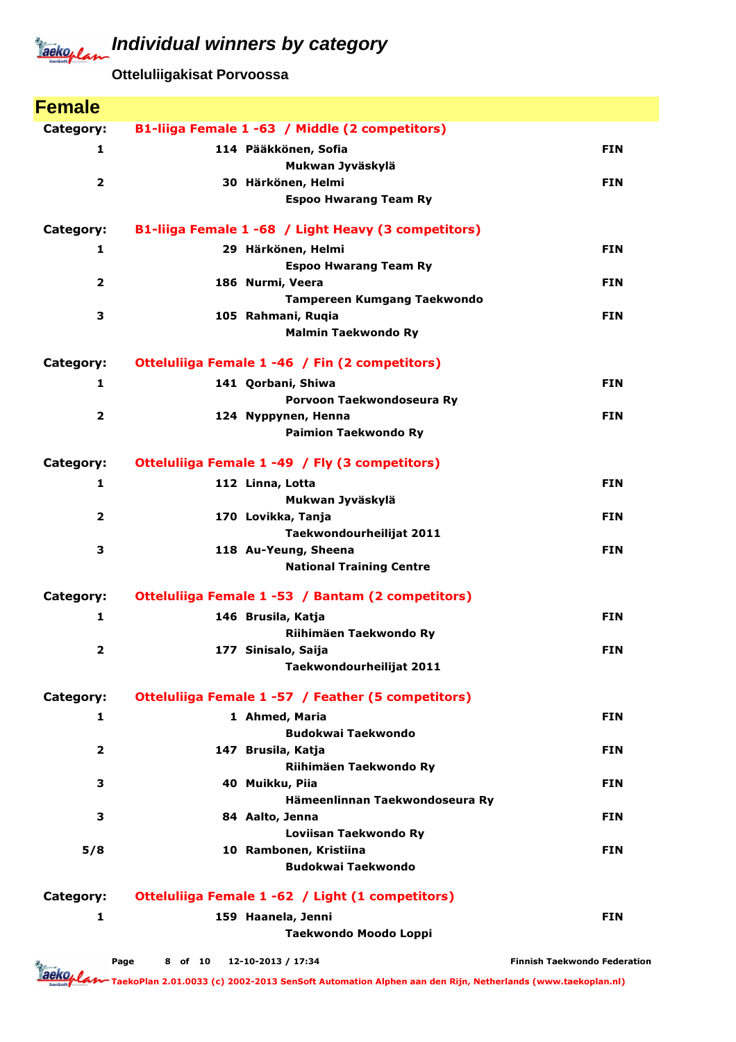# Individual winners by category

**Otteluliigakisat Porvoossa**

## Female

**Category: B1-liiga Female 1 -63 / Middle (2 competitors)**

| Place | No. | Name / Club | Country |
|---|---|---|---|
| 1 | 114 | Pääkkönen, Sofia<br>Mukwan Jyväskylä | FIN |
| 2 | 30 | Härkönen, Helmi<br>Espoo Hwarang Team Ry | FIN |

**Category: B1-liiga Female 1 -68 / Light Heavy (3 competitors)**

| Place | No. | Name / Club | Country |
|---|---|---|---|
| 1 | 29 | Härkönen, Helmi<br>Espoo Hwarang Team Ry | FIN |
| 2 | 186 | Nurmi, Veera<br>Tampereen Kumgang Taekwondo | FIN |
| 3 | 105 | Rahmani, Ruqia<br>Malmin Taekwondo Ry | FIN |

**Category: Otteluliiga Female 1 -46 / Fin (2 competitors)**

| Place | No. | Name / Club | Country |
|---|---|---|---|
| 1 | 141 | Qorbani, Shiwa<br>Porvoon Taekwondoseura Ry | FIN |
| 2 | 124 | Nyppynen, Henna<br>Paimion Taekwondo Ry | FIN |

**Category: Otteluliiga Female 1 -49 / Fly (3 competitors)**

| Place | No. | Name / Club | Country |
|---|---|---|---|
| 1 | 112 | Linna, Lotta<br>Mukwan Jyväskylä | FIN |
| 2 | 170 | Lovikka, Tanja<br>Taekwondourheilijat 2011 | FIN |
| 3 | 118 | Au-Yeung, Sheena<br>National Training Centre | FIN |

**Category: Otteluliiga Female 1 -53 / Bantam (2 competitors)**

| Place | No. | Name / Club | Country |
|---|---|---|---|
| 1 | 146 | Brusila, Katja<br>Riihimäen Taekwondo Ry | FIN |
| 2 | 177 | Sinisalo, Saija<br>Taekwondourheilijat 2011 | FIN |

**Category: Otteluliiga Female 1 -57 / Feather (5 competitors)**

| Place | No. | Name / Club | Country |
|---|---|---|---|
| 1 | 1 | Ahmed, Maria<br>Budokwai Taekwondo | FIN |
| 2 | 147 | Brusila, Katja<br>Riihimäen Taekwondo Ry | FIN |
| 3 | 40 | Muikku, Piia<br>Hämeenlinnan Taekwondoseura Ry | FIN |
| 3 | 84 | Aalto, Jenna<br>Loviisan Taekwondo Ry | FIN |
| 5/8 | 10 | Rambonen, Kristiina<br>Budokwai Taekwondo | FIN |

**Category: Otteluliiga Female 1 -62 / Light (1 competitors)**

| Place | No. | Name / Club | Country |
|---|---|---|---|
| 1 | 159 | Haanela, Jenni<br>Taekwondo Moodo Loppi | FIN |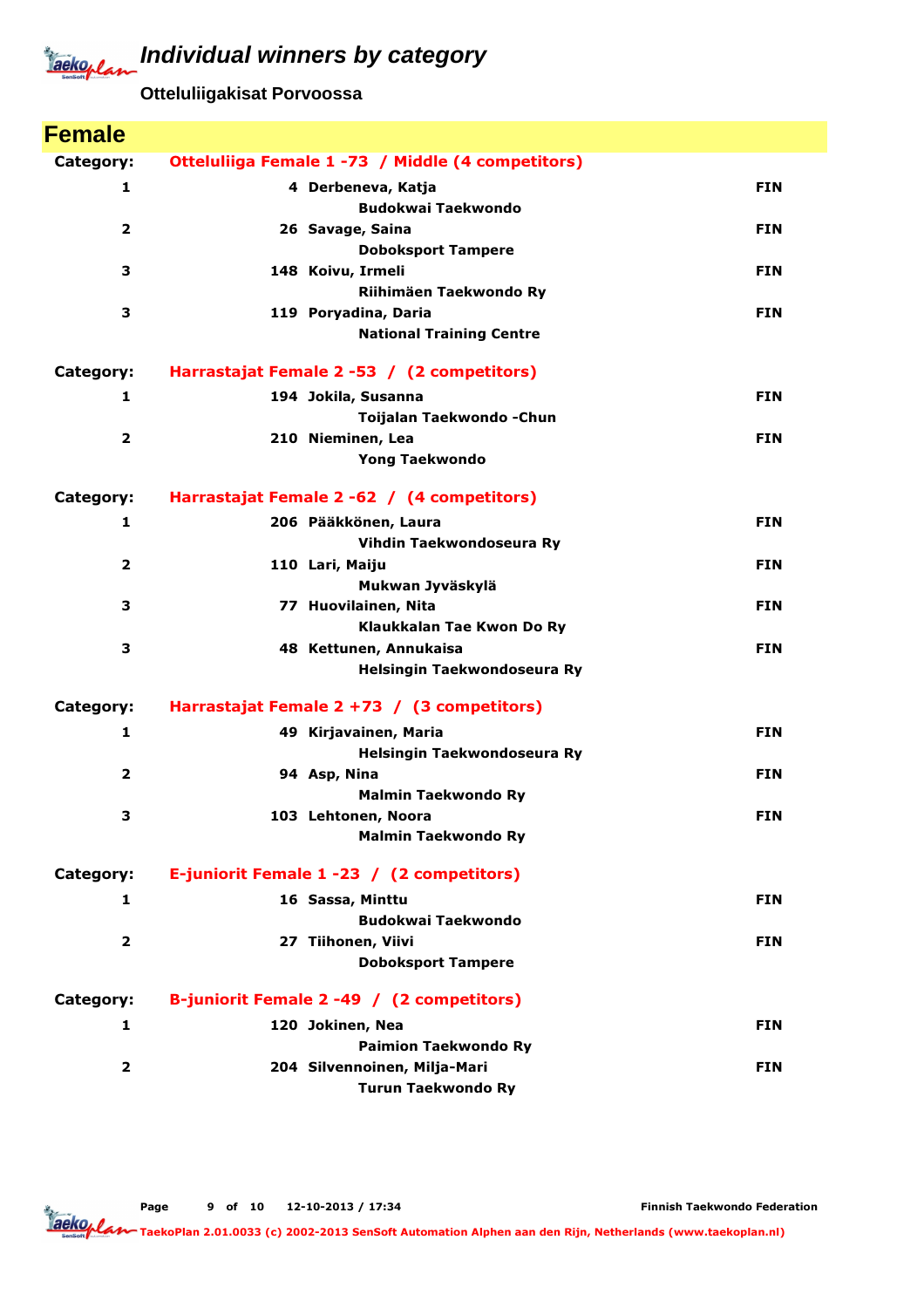# Individual winners by category

**Otteluliigakisat Porvoossa**

## Female

**Category: Otteluliiga Female 1 -73 / Middle (4 competitors)**

| Place | No. | Name / Club | Country |
|---|---|---|---|
| 1 | 4 | Derbeneva, Katja<br>Budokwai Taekwondo | FIN |
| 2 | 26 | Savage, Saina<br>Doboksport Tampere | FIN |
| 3 | 148 | Koivu, Irmeli<br>Riihimäen Taekwondo Ry | FIN |
| 3 | 119 | Poryadina, Daria<br>National Training Centre | FIN |

**Category: Harrastajat Female 2 -53 / (2 competitors)**

| Place | No. | Name / Club | Country |
|---|---|---|---|
| 1 | 194 | Jokila, Susanna<br>Toijalan Taekwondo -Chun | FIN |
| 2 | 210 | Nieminen, Lea<br>Yong Taekwondo | FIN |

**Category: Harrastajat Female 2 -62 / (4 competitors)**

| Place | No. | Name / Club | Country |
|---|---|---|---|
| 1 | 206 | Pääkkönen, Laura<br>Vihdin Taekwondoseura Ry | FIN |
| 2 | 110 | Lari, Maiju<br>Mukwan Jyväskylä | FIN |
| 3 | 77 | Huovilainen, Nita<br>Klaukkalan Tae Kwon Do Ry | FIN |
| 3 | 48 | Kettunen, Annukaisa<br>Helsingin Taekwondoseura Ry | FIN |

**Category: Harrastajat Female 2 +73 / (3 competitors)**

| Place | No. | Name / Club | Country |
|---|---|---|---|
| 1 | 49 | Kirjavainen, Maria<br>Helsingin Taekwondoseura Ry | FIN |
| 2 | 94 | Asp, Nina<br>Malmin Taekwondo Ry | FIN |
| 3 | 103 | Lehtonen, Noora<br>Malmin Taekwondo Ry | FIN |

**Category: E-juniorit Female 1 -23 / (2 competitors)**

| Place | No. | Name / Club | Country |
|---|---|---|---|
| 1 | 16 | Sassa, Minttu<br>Budokwai Taekwondo | FIN |
| 2 | 27 | Tiihonen, Viivi<br>Doboksport Tampere | FIN |

**Category: B-juniorit Female 2 -49 / (2 competitors)**

| Place | No. | Name / Club | Country |
|---|---|---|---|
| 1 | 120 | Jokinen, Nea<br>Paimion Taekwondo Ry | FIN |
| 2 | 204 | Silvennoinen, Milja-Mari<br>Turun Taekwondo Ry | FIN |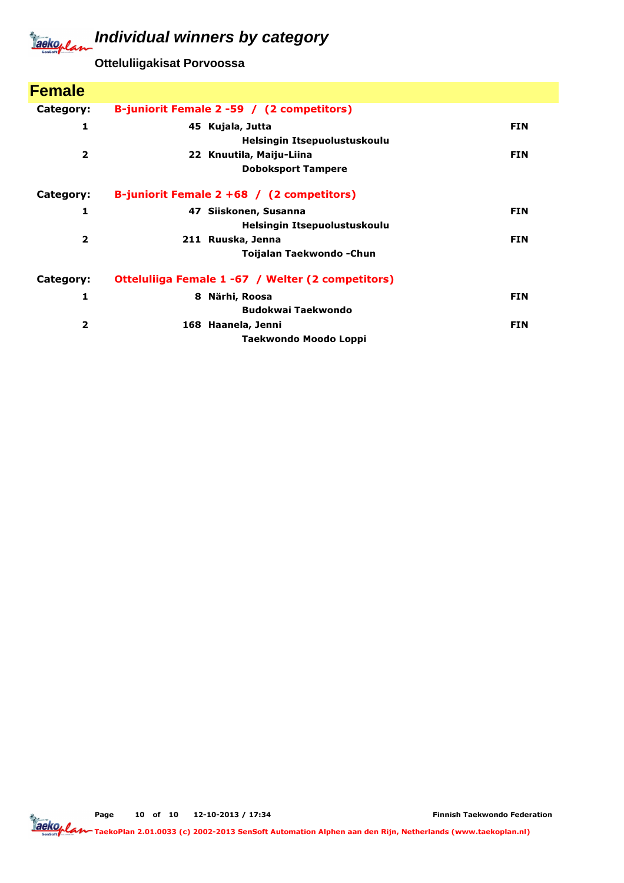# Individual winners by category

**Otteluliigakisat Porvoossa**

## Female

**Category:** B-juniorit Female 2 -59 / (2 competitors)

| | | | |
|---|---|---|---|
| 1 | 45 | Kujala, Jutta<br>Helsingin Itsepuolustuskoulu | FIN |
| 2 | 22 | Knuutila, Maiju-Liina<br>Doboksport Tampere | FIN |

**Category:** B-juniorit Female 2 +68 / (2 competitors)

| | | | |
|---|---|---|---|
| 1 | 47 | Siiskonen, Susanna<br>Helsingin Itsepuolustuskoulu | FIN |
| 2 | 211 | Ruuska, Jenna<br>Toijalan Taekwondo -Chun | FIN |

**Category:** Otteluliiga Female 1 -67 / Welter (2 competitors)

| | | | |
|---|---|---|---|
| 1 | 8 | Närhi, Roosa<br>Budokwai Taekwondo | FIN |
| 2 | 168 | Haanela, Jenni<br>Taekwondo Moodo Loppi | FIN |